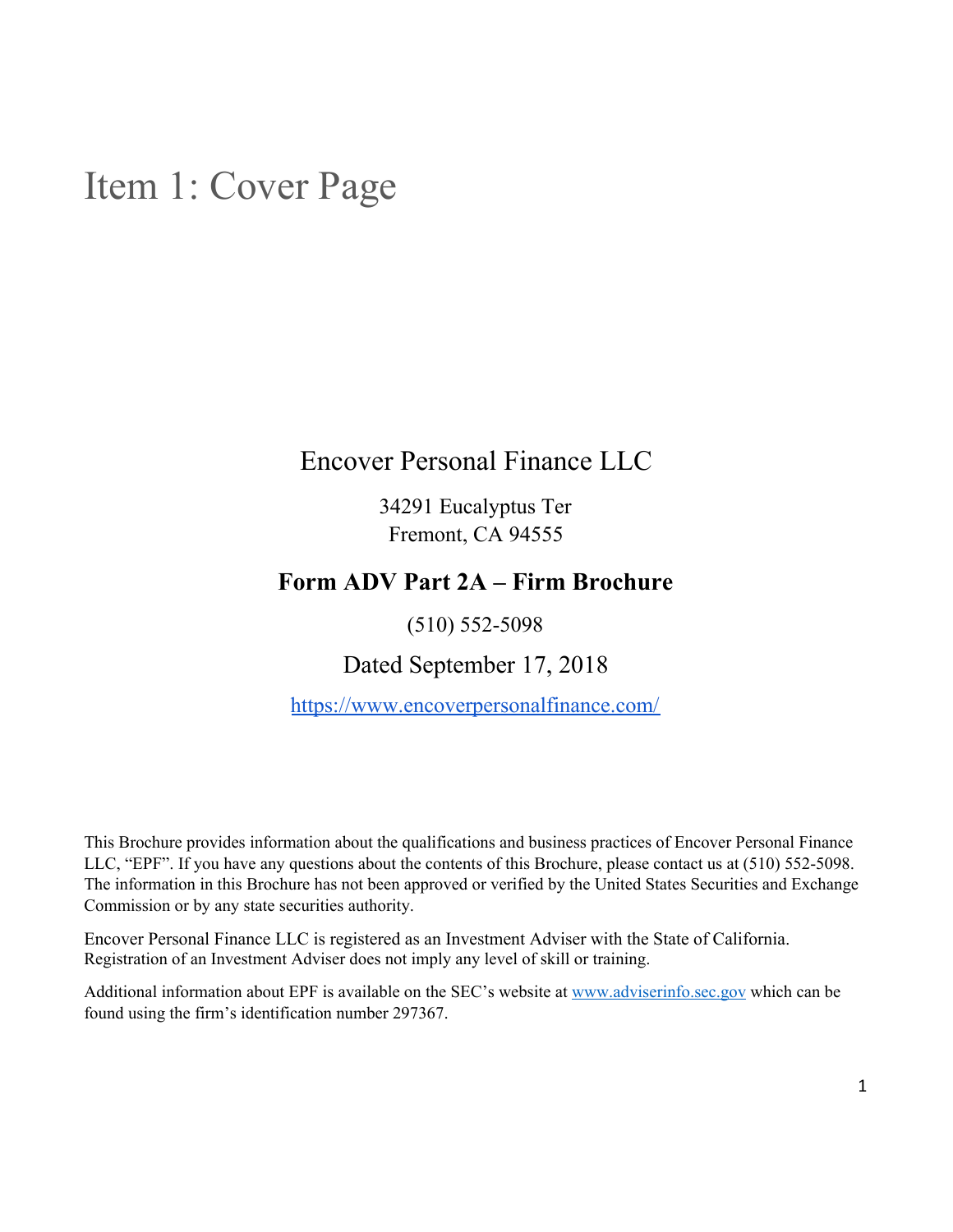# Item 1: Cover Page

## Encover Personal Finance LLC

34291 Eucalyptus Ter
Fremont, CA 94555

**Form ADV Part 2A – Firm Brochure**

(510) 552-5098

Dated September 17, 2018

https://www.encoverpersonalfinance.com/

This Brochure provides information about the qualifications and business practices of Encover Personal Finance LLC, "EPF". If you have any questions about the contents of this Brochure, please contact us at (510) 552-5098. The information in this Brochure has not been approved or verified by the United States Securities and Exchange Commission or by any state securities authority.

Encover Personal Finance LLC is registered as an Investment Adviser with the State of California. Registration of an Investment Adviser does not imply any level of skill or training.

Additional information about EPF is available on the SEC's website at www.adviserinfo.sec.gov which can be found using the firm's identification number 297367.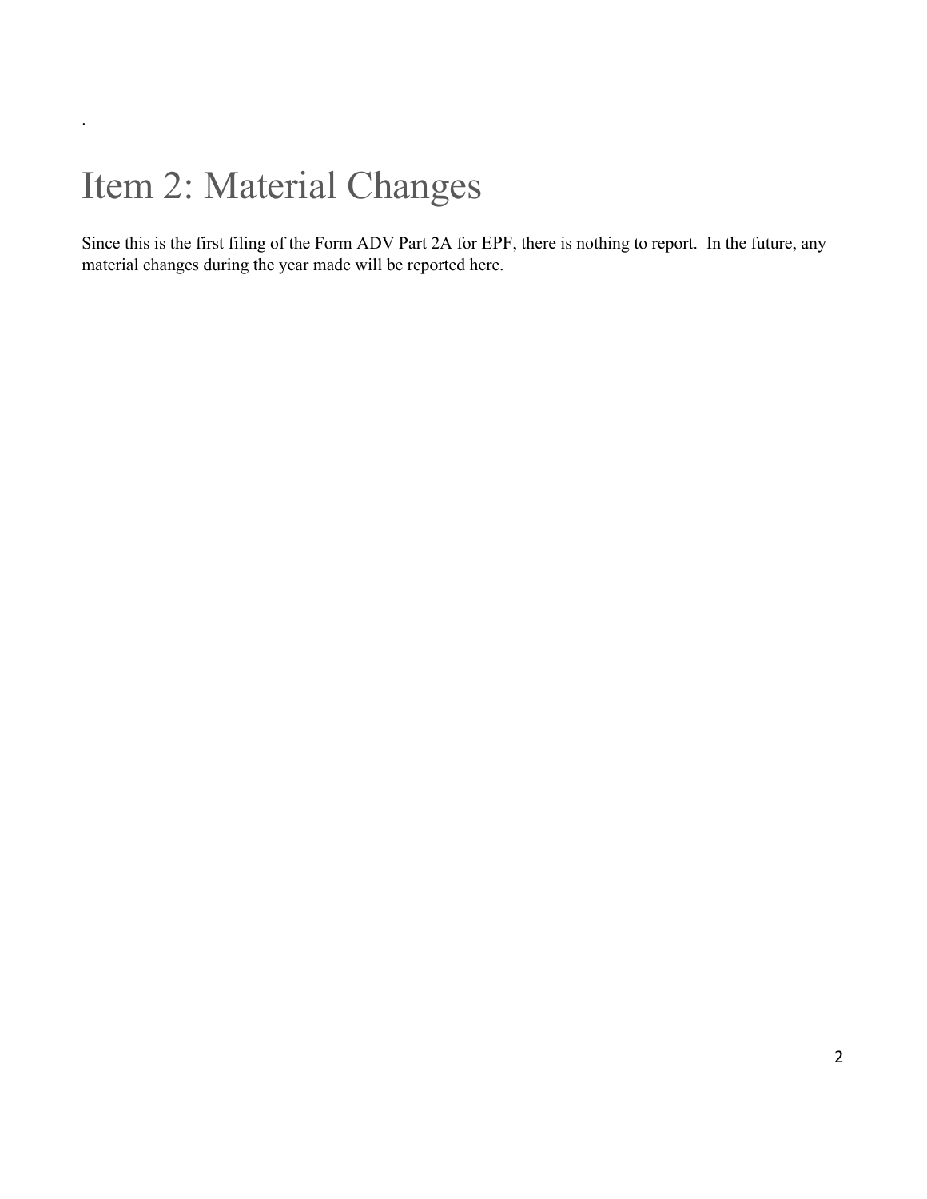.

# Item 2: Material Changes

Since this is the first filing of the Form ADV Part 2A for EPF, there is nothing to report. In the future, any material changes during the year made will be reported here.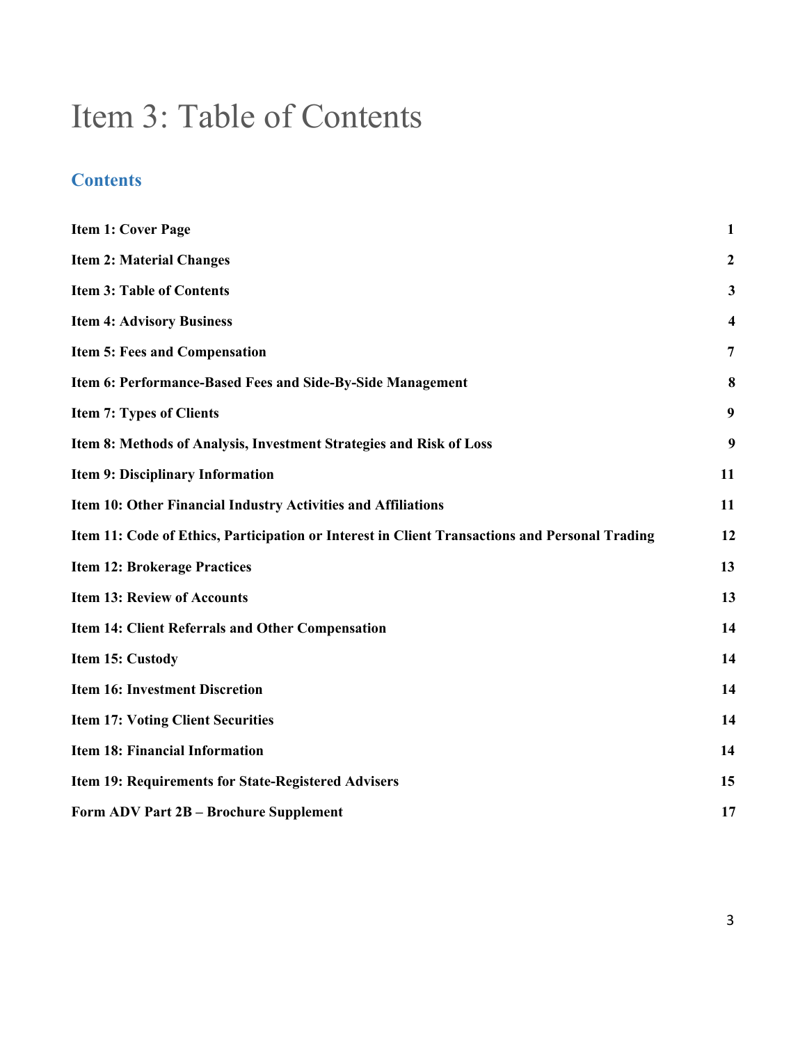# Item 3: Table of Contents

## Contents

| | |
|---|---|
| **Item 1: Cover Page** | **1** |
| **Item 2: Material Changes** | **2** |
| **Item 3: Table of Contents** | **3** |
| **Item 4: Advisory Business** | **4** |
| **Item 5: Fees and Compensation** | **7** |
| **Item 6: Performance-Based Fees and Side-By-Side Management** | **8** |
| **Item 7: Types of Clients** | **9** |
| **Item 8: Methods of Analysis, Investment Strategies and Risk of Loss** | **9** |
| **Item 9: Disciplinary Information** | **11** |
| **Item 10: Other Financial Industry Activities and Affiliations** | **11** |
| **Item 11: Code of Ethics, Participation or Interest in Client Transactions and Personal Trading** | **12** |
| **Item 12: Brokerage Practices** | **13** |
| **Item 13: Review of Accounts** | **13** |
| **Item 14: Client Referrals and Other Compensation** | **14** |
| **Item 15: Custody** | **14** |
| **Item 16: Investment Discretion** | **14** |
| **Item 17: Voting Client Securities** | **14** |
| **Item 18: Financial Information** | **14** |
| **Item 19: Requirements for State-Registered Advisers** | **15** |
| **Form ADV Part 2B – Brochure Supplement** | **17** |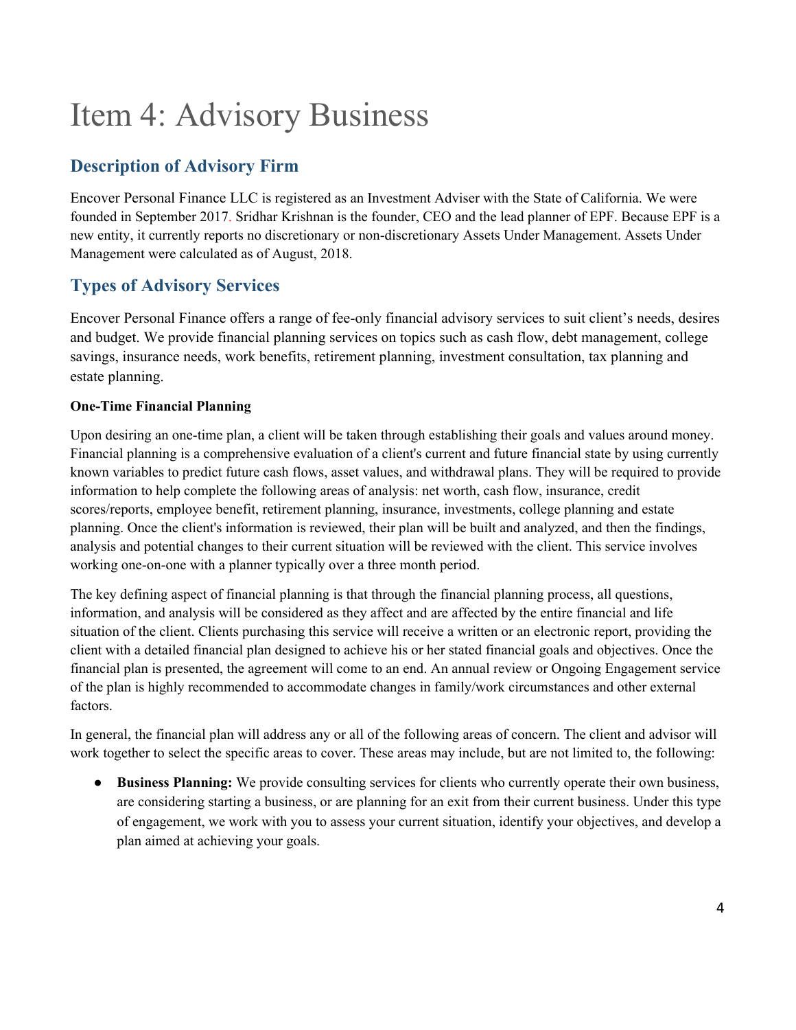# Item 4: Advisory Business

## Description of Advisory Firm

Encover Personal Finance LLC is registered as an Investment Adviser with the State of California. We were founded in September 2017. Sridhar Krishnan is the founder, CEO and the lead planner of EPF. Because EPF is a new entity, it currently reports no discretionary or non-discretionary Assets Under Management. Assets Under Management were calculated as of August, 2018.

## Types of Advisory Services

Encover Personal Finance offers a range of fee-only financial advisory services to suit client's needs, desires and budget. We provide financial planning services on topics such as cash flow, debt management, college savings, insurance needs, work benefits, retirement planning, investment consultation, tax planning and estate planning.

**One-Time Financial Planning**

Upon desiring an one-time plan, a client will be taken through establishing their goals and values around money. Financial planning is a comprehensive evaluation of a client's current and future financial state by using currently known variables to predict future cash flows, asset values, and withdrawal plans. They will be required to provide information to help complete the following areas of analysis: net worth, cash flow, insurance, credit scores/reports, employee benefit, retirement planning, insurance, investments, college planning and estate planning. Once the client's information is reviewed, their plan will be built and analyzed, and then the findings, analysis and potential changes to their current situation will be reviewed with the client. This service involves working one-on-one with a planner typically over a three month period.

The key defining aspect of financial planning is that through the financial planning process, all questions, information, and analysis will be considered as they affect and are affected by the entire financial and life situation of the client. Clients purchasing this service will receive a written or an electronic report, providing the client with a detailed financial plan designed to achieve his or her stated financial goals and objectives. Once the financial plan is presented, the agreement will come to an end. An annual review or Ongoing Engagement service of the plan is highly recommended to accommodate changes in family/work circumstances and other external factors.

In general, the financial plan will address any or all of the following areas of concern. The client and advisor will work together to select the specific areas to cover. These areas may include, but are not limited to, the following:

- **Business Planning:** We provide consulting services for clients who currently operate their own business, are considering starting a business, or are planning for an exit from their current business. Under this type of engagement, we work with you to assess your current situation, identify your objectives, and develop a plan aimed at achieving your goals.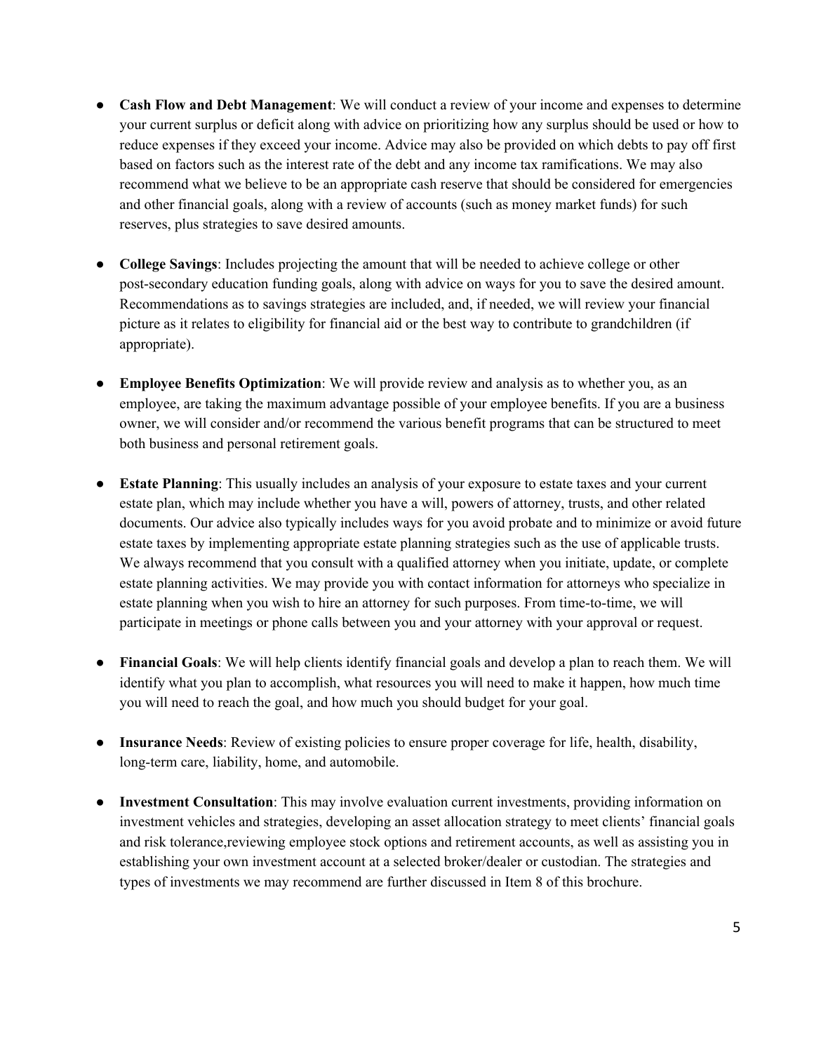- **Cash Flow and Debt Management**: We will conduct a review of your income and expenses to determine your current surplus or deficit along with advice on prioritizing how any surplus should be used or how to reduce expenses if they exceed your income. Advice may also be provided on which debts to pay off first based on factors such as the interest rate of the debt and any income tax ramifications. We may also recommend what we believe to be an appropriate cash reserve that should be considered for emergencies and other financial goals, along with a review of accounts (such as money market funds) for such reserves, plus strategies to save desired amounts.

- **College Savings**: Includes projecting the amount that will be needed to achieve college or other post-secondary education funding goals, along with advice on ways for you to save the desired amount. Recommendations as to savings strategies are included, and, if needed, we will review your financial picture as it relates to eligibility for financial aid or the best way to contribute to grandchildren (if appropriate).

- **Employee Benefits Optimization**: We will provide review and analysis as to whether you, as an employee, are taking the maximum advantage possible of your employee benefits. If you are a business owner, we will consider and/or recommend the various benefit programs that can be structured to meet both business and personal retirement goals.

- **Estate Planning**: This usually includes an analysis of your exposure to estate taxes and your current estate plan, which may include whether you have a will, powers of attorney, trusts, and other related documents. Our advice also typically includes ways for you avoid probate and to minimize or avoid future estate taxes by implementing appropriate estate planning strategies such as the use of applicable trusts. We always recommend that you consult with a qualified attorney when you initiate, update, or complete estate planning activities. We may provide you with contact information for attorneys who specialize in estate planning when you wish to hire an attorney for such purposes. From time-to-time, we will participate in meetings or phone calls between you and your attorney with your approval or request.

- **Financial Goals**: We will help clients identify financial goals and develop a plan to reach them. We will identify what you plan to accomplish, what resources you will need to make it happen, how much time you will need to reach the goal, and how much you should budget for your goal.

- **Insurance Needs**: Review of existing policies to ensure proper coverage for life, health, disability, long-term care, liability, home, and automobile.

- **Investment Consultation**: This may involve evaluation current investments, providing information on investment vehicles and strategies, developing an asset allocation strategy to meet clients' financial goals and risk tolerance,reviewing employee stock options and retirement accounts, as well as assisting you in establishing your own investment account at a selected broker/dealer or custodian. The strategies and types of investments we may recommend are further discussed in Item 8 of this brochure.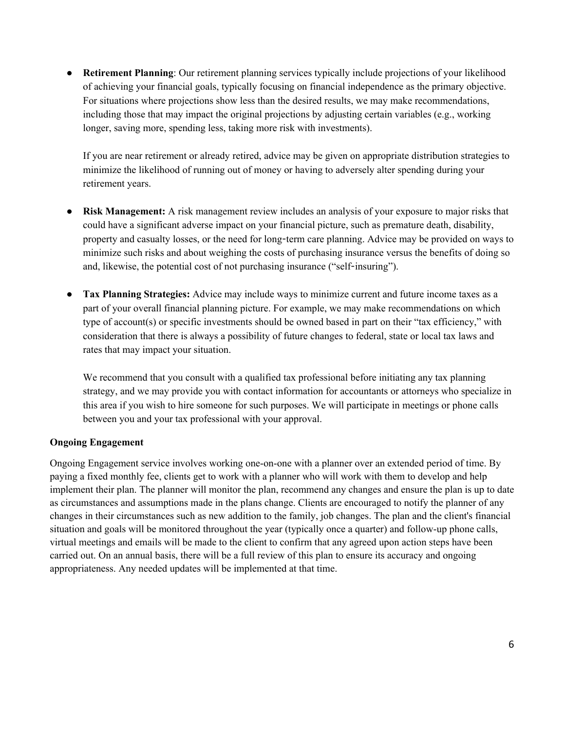- **Retirement Planning**: Our retirement planning services typically include projections of your likelihood of achieving your financial goals, typically focusing on financial independence as the primary objective. For situations where projections show less than the desired results, we may make recommendations, including those that may impact the original projections by adjusting certain variables (e.g., working longer, saving more, spending less, taking more risk with investments).

  If you are near retirement or already retired, advice may be given on appropriate distribution strategies to minimize the likelihood of running out of money or having to adversely alter spending during your retirement years.

- **Risk Management:** A risk management review includes an analysis of your exposure to major risks that could have a significant adverse impact on your financial picture, such as premature death, disability, property and casualty losses, or the need for long‐term care planning. Advice may be provided on ways to minimize such risks and about weighing the costs of purchasing insurance versus the benefits of doing so and, likewise, the potential cost of not purchasing insurance ("self‐insuring").

- **Tax Planning Strategies:** Advice may include ways to minimize current and future income taxes as a part of your overall financial planning picture. For example, we may make recommendations on which type of account(s) or specific investments should be owned based in part on their "tax efficiency," with consideration that there is always a possibility of future changes to federal, state or local tax laws and rates that may impact your situation.

  We recommend that you consult with a qualified tax professional before initiating any tax planning strategy, and we may provide you with contact information for accountants or attorneys who specialize in this area if you wish to hire someone for such purposes. We will participate in meetings or phone calls between you and your tax professional with your approval.

**Ongoing Engagement**

Ongoing Engagement service involves working one-on-one with a planner over an extended period of time. By paying a fixed monthly fee, clients get to work with a planner who will work with them to develop and help implement their plan. The planner will monitor the plan, recommend any changes and ensure the plan is up to date as circumstances and assumptions made in the plans change. Clients are encouraged to notify the planner of any changes in their circumstances such as new addition to the family, job changes. The plan and the client's financial situation and goals will be monitored throughout the year (typically once a quarter) and follow-up phone calls, virtual meetings and emails will be made to the client to confirm that any agreed upon action steps have been carried out. On an annual basis, there will be a full review of this plan to ensure its accuracy and ongoing appropriateness. Any needed updates will be implemented at that time.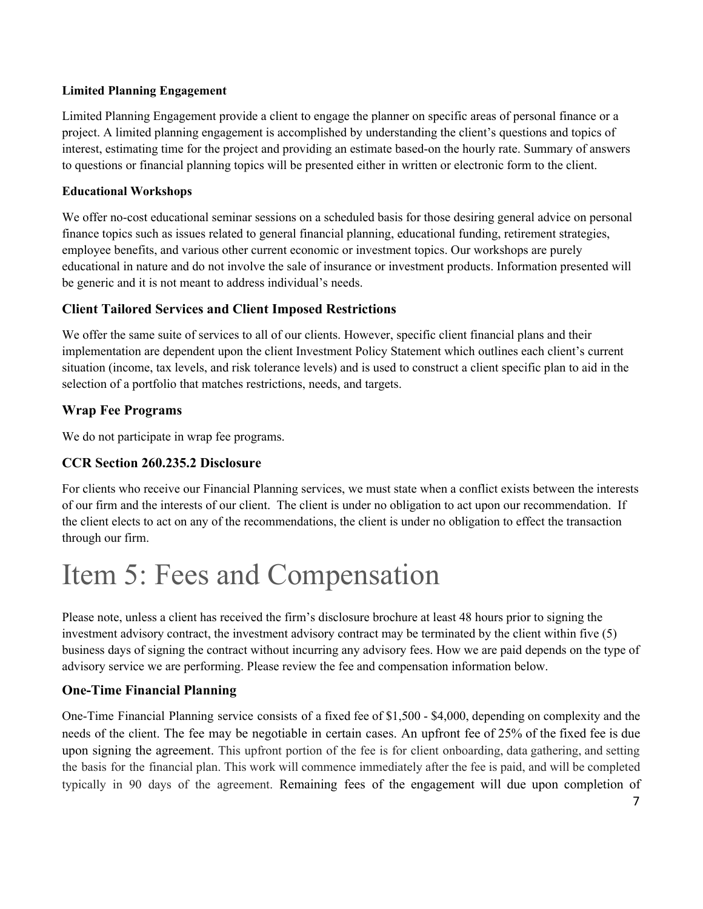**Limited Planning Engagement**

Limited Planning Engagement provide a client to engage the planner on specific areas of personal finance or a project. A limited planning engagement is accomplished by understanding the client's questions and topics of interest, estimating time for the project and providing an estimate based-on the hourly rate. Summary of answers to questions or financial planning topics will be presented either in written or electronic form to the client.

**Educational Workshops**

We offer no-cost educational seminar sessions on a scheduled basis for those desiring general advice on personal finance topics such as issues related to general financial planning, educational funding, retirement strategies, employee benefits, and various other current economic or investment topics. Our workshops are purely educational in nature and do not involve the sale of insurance or investment products. Information presented will be generic and it is not meant to address individual's needs.

### Client Tailored Services and Client Imposed Restrictions

We offer the same suite of services to all of our clients. However, specific client financial plans and their implementation are dependent upon the client Investment Policy Statement which outlines each client's current situation (income, tax levels, and risk tolerance levels) and is used to construct a client specific plan to aid in the selection of a portfolio that matches restrictions, needs, and targets.

### Wrap Fee Programs

We do not participate in wrap fee programs.

### CCR Section 260.235.2 Disclosure

For clients who receive our Financial Planning services, we must state when a conflict exists between the interests of our firm and the interests of our client. The client is under no obligation to act upon our recommendation. If the client elects to act on any of the recommendations, the client is under no obligation to effect the transaction through our firm.

# Item 5: Fees and Compensation

Please note, unless a client has received the firm's disclosure brochure at least 48 hours prior to signing the investment advisory contract, the investment advisory contract may be terminated by the client within five (5) business days of signing the contract without incurring any advisory fees. How we are paid depends on the type of advisory service we are performing. Please review the fee and compensation information below.

### One-Time Financial Planning

One-Time Financial Planning service consists of a fixed fee of $1,500 - $4,000, depending on complexity and the needs of the client. The fee may be negotiable in certain cases. An upfront fee of 25% of the fixed fee is due upon signing the agreement. This upfront portion of the fee is for client onboarding, data gathering, and setting the basis for the financial plan. This work will commence immediately after the fee is paid, and will be completed typically in 90 days of the agreement. Remaining fees of the engagement will due upon completion of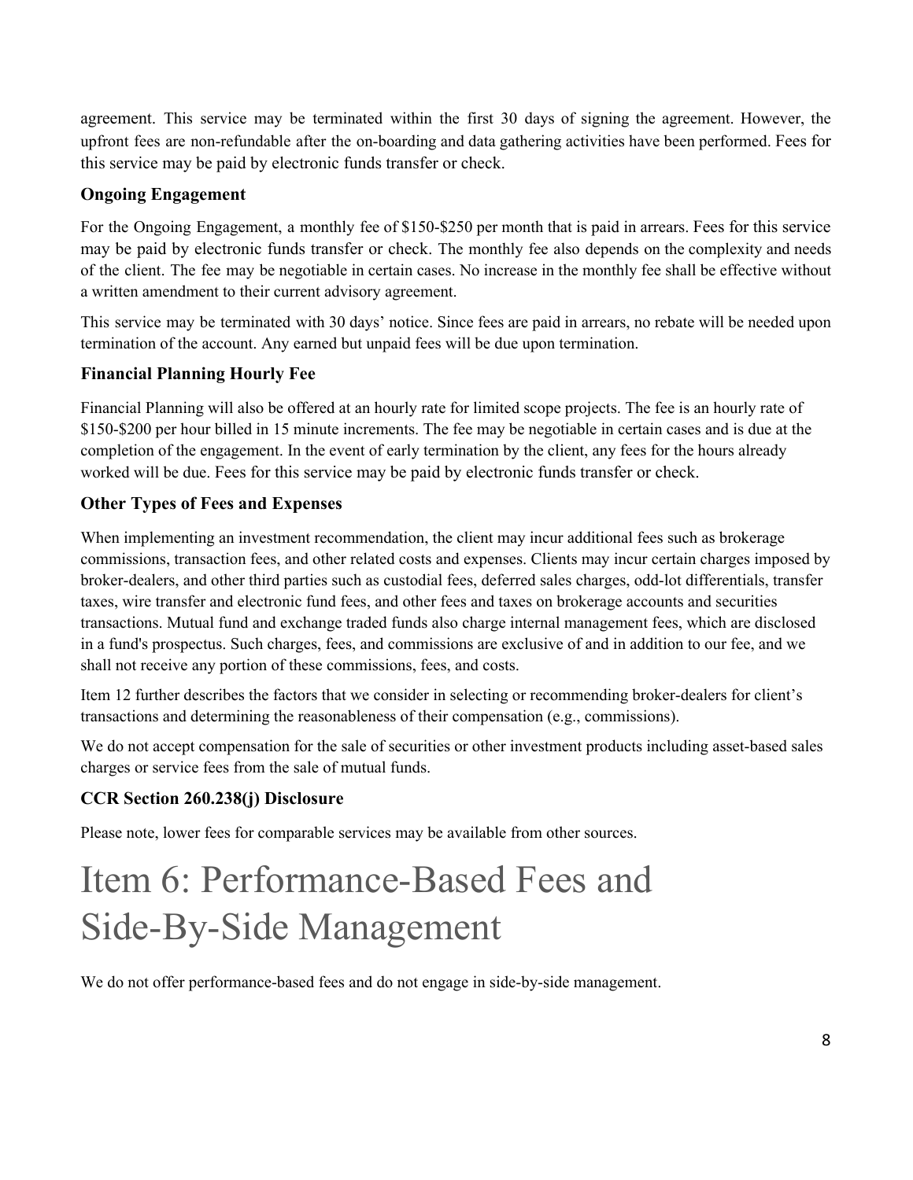agreement. This service may be terminated within the first 30 days of signing the agreement. However, the upfront fees are non-refundable after the on-boarding and data gathering activities have been performed. Fees for this service may be paid by electronic funds transfer or check.

### Ongoing Engagement

For the Ongoing Engagement, a monthly fee of $150-$250 per month that is paid in arrears. Fees for this service may be paid by electronic funds transfer or check. The monthly fee also depends on the complexity and needs of the client. The fee may be negotiable in certain cases. No increase in the monthly fee shall be effective without a written amendment to their current advisory agreement.

This service may be terminated with 30 days' notice. Since fees are paid in arrears, no rebate will be needed upon termination of the account. Any earned but unpaid fees will be due upon termination.

### Financial Planning Hourly Fee

Financial Planning will also be offered at an hourly rate for limited scope projects. The fee is an hourly rate of $150-$200 per hour billed in 15 minute increments. The fee may be negotiable in certain cases and is due at the completion of the engagement. In the event of early termination by the client, any fees for the hours already worked will be due. Fees for this service may be paid by electronic funds transfer or check.

### Other Types of Fees and Expenses

When implementing an investment recommendation, the client may incur additional fees such as brokerage commissions, transaction fees, and other related costs and expenses. Clients may incur certain charges imposed by broker-dealers, and other third parties such as custodial fees, deferred sales charges, odd-lot differentials, transfer taxes, wire transfer and electronic fund fees, and other fees and taxes on brokerage accounts and securities transactions. Mutual fund and exchange traded funds also charge internal management fees, which are disclosed in a fund's prospectus. Such charges, fees, and commissions are exclusive of and in addition to our fee, and we shall not receive any portion of these commissions, fees, and costs.

Item 12 further describes the factors that we consider in selecting or recommending broker-dealers for client's transactions and determining the reasonableness of their compensation (e.g., commissions).

We do not accept compensation for the sale of securities or other investment products including asset-based sales charges or service fees from the sale of mutual funds.

### CCR Section 260.238(j) Disclosure

Please note, lower fees for comparable services may be available from other sources.

# Item 6: Performance-Based Fees and Side-By-Side Management

We do not offer performance-based fees and do not engage in side-by-side management.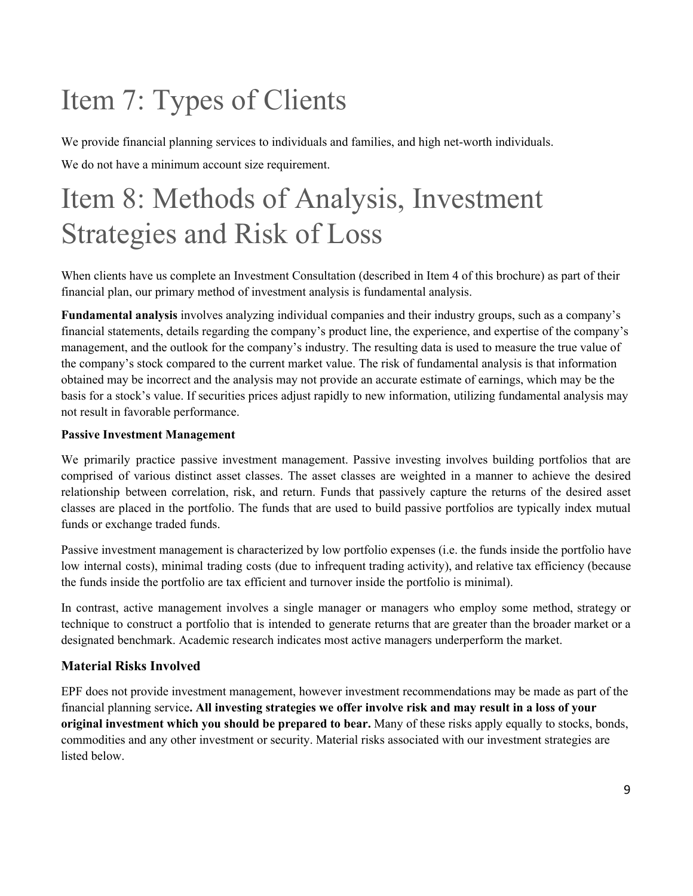# Item 7: Types of Clients

We provide financial planning services to individuals and families, and high net-worth individuals.

We do not have a minimum account size requirement.

# Item 8: Methods of Analysis, Investment Strategies and Risk of Loss

When clients have us complete an Investment Consultation (described in Item 4 of this brochure) as part of their financial plan, our primary method of investment analysis is fundamental analysis.

**Fundamental analysis** involves analyzing individual companies and their industry groups, such as a company's financial statements, details regarding the company's product line, the experience, and expertise of the company's management, and the outlook for the company's industry. The resulting data is used to measure the true value of the company's stock compared to the current market value. The risk of fundamental analysis is that information obtained may be incorrect and the analysis may not provide an accurate estimate of earnings, which may be the basis for a stock's value. If securities prices adjust rapidly to new information, utilizing fundamental analysis may not result in favorable performance.

**Passive Investment Management**

We primarily practice passive investment management. Passive investing involves building portfolios that are comprised of various distinct asset classes. The asset classes are weighted in a manner to achieve the desired relationship between correlation, risk, and return. Funds that passively capture the returns of the desired asset classes are placed in the portfolio. The funds that are used to build passive portfolios are typically index mutual funds or exchange traded funds.

Passive investment management is characterized by low portfolio expenses (i.e. the funds inside the portfolio have low internal costs), minimal trading costs (due to infrequent trading activity), and relative tax efficiency (because the funds inside the portfolio are tax efficient and turnover inside the portfolio is minimal).

In contrast, active management involves a single manager or managers who employ some method, strategy or technique to construct a portfolio that is intended to generate returns that are greater than the broader market or a designated benchmark. Academic research indicates most active managers underperform the market.

### Material Risks Involved

EPF does not provide investment management, however investment recommendations may be made as part of the financial planning service**. All investing strategies we offer involve risk and may result in a loss of your original investment which you should be prepared to bear.** Many of these risks apply equally to stocks, bonds, commodities and any other investment or security. Material risks associated with our investment strategies are listed below.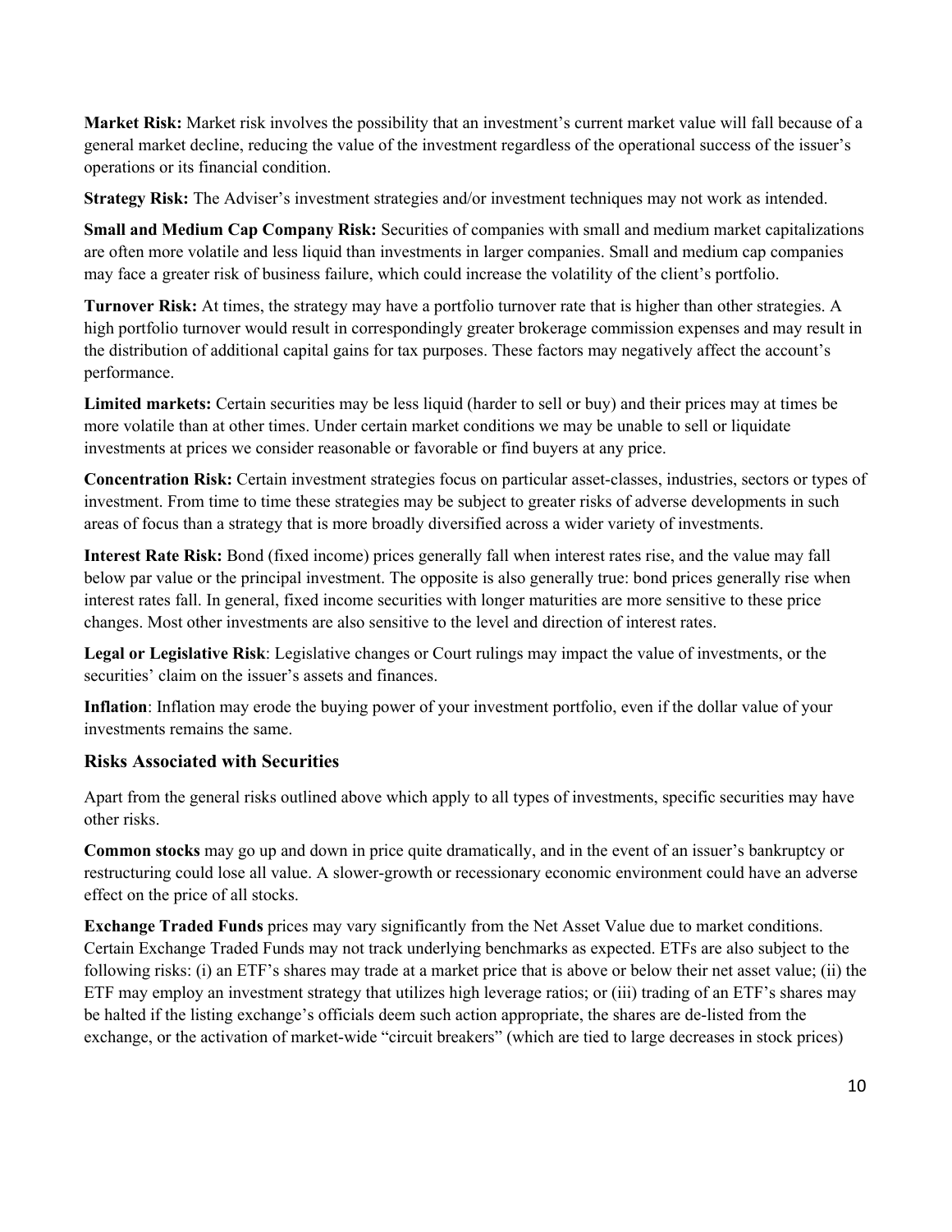**Market Risk:** Market risk involves the possibility that an investment's current market value will fall because of a general market decline, reducing the value of the investment regardless of the operational success of the issuer's operations or its financial condition.

**Strategy Risk:** The Adviser's investment strategies and/or investment techniques may not work as intended.

**Small and Medium Cap Company Risk:** Securities of companies with small and medium market capitalizations are often more volatile and less liquid than investments in larger companies. Small and medium cap companies may face a greater risk of business failure, which could increase the volatility of the client's portfolio.

**Turnover Risk:** At times, the strategy may have a portfolio turnover rate that is higher than other strategies. A high portfolio turnover would result in correspondingly greater brokerage commission expenses and may result in the distribution of additional capital gains for tax purposes. These factors may negatively affect the account's performance.

**Limited markets:** Certain securities may be less liquid (harder to sell or buy) and their prices may at times be more volatile than at other times. Under certain market conditions we may be unable to sell or liquidate investments at prices we consider reasonable or favorable or find buyers at any price.

**Concentration Risk:** Certain investment strategies focus on particular asset-classes, industries, sectors or types of investment. From time to time these strategies may be subject to greater risks of adverse developments in such areas of focus than a strategy that is more broadly diversified across a wider variety of investments.

**Interest Rate Risk:** Bond (fixed income) prices generally fall when interest rates rise, and the value may fall below par value or the principal investment. The opposite is also generally true: bond prices generally rise when interest rates fall. In general, fixed income securities with longer maturities are more sensitive to these price changes. Most other investments are also sensitive to the level and direction of interest rates.

**Legal or Legislative Risk**: Legislative changes or Court rulings may impact the value of investments, or the securities' claim on the issuer's assets and finances.

**Inflation**: Inflation may erode the buying power of your investment portfolio, even if the dollar value of your investments remains the same.

### Risks Associated with Securities

Apart from the general risks outlined above which apply to all types of investments, specific securities may have other risks.

**Common stocks** may go up and down in price quite dramatically, and in the event of an issuer's bankruptcy or restructuring could lose all value. A slower-growth or recessionary economic environment could have an adverse effect on the price of all stocks.

**Exchange Traded Funds** prices may vary significantly from the Net Asset Value due to market conditions. Certain Exchange Traded Funds may not track underlying benchmarks as expected. ETFs are also subject to the following risks: (i) an ETF's shares may trade at a market price that is above or below their net asset value; (ii) the ETF may employ an investment strategy that utilizes high leverage ratios; or (iii) trading of an ETF's shares may be halted if the listing exchange's officials deem such action appropriate, the shares are de-listed from the exchange, or the activation of market-wide "circuit breakers" (which are tied to large decreases in stock prices)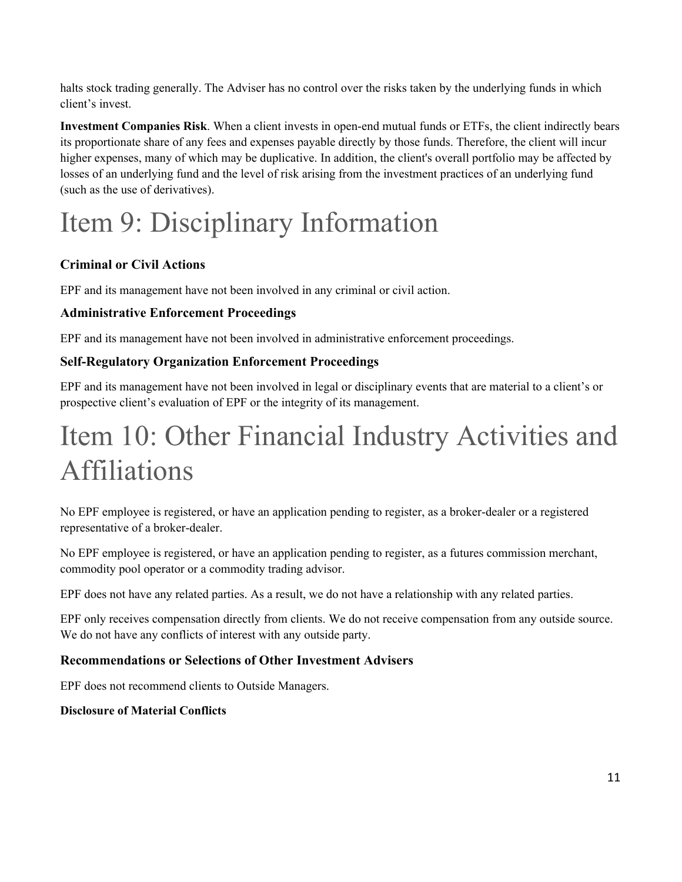halts stock trading generally. The Adviser has no control over the risks taken by the underlying funds in which client's invest.

**Investment Companies Risk**. When a client invests in open-end mutual funds or ETFs, the client indirectly bears its proportionate share of any fees and expenses payable directly by those funds. Therefore, the client will incur higher expenses, many of which may be duplicative. In addition, the client's overall portfolio may be affected by losses of an underlying fund and the level of risk arising from the investment practices of an underlying fund (such as the use of derivatives).

# Item 9: Disciplinary Information

### Criminal or Civil Actions

EPF and its management have not been involved in any criminal or civil action.

### Administrative Enforcement Proceedings

EPF and its management have not been involved in administrative enforcement proceedings.

### Self-Regulatory Organization Enforcement Proceedings

EPF and its management have not been involved in legal or disciplinary events that are material to a client's or prospective client's evaluation of EPF or the integrity of its management.

# Item 10: Other Financial Industry Activities and Affiliations

No EPF employee is registered, or have an application pending to register, as a broker-dealer or a registered representative of a broker-dealer.

No EPF employee is registered, or have an application pending to register, as a futures commission merchant, commodity pool operator or a commodity trading advisor.

EPF does not have any related parties. As a result, we do not have a relationship with any related parties.

EPF only receives compensation directly from clients. We do not receive compensation from any outside source. We do not have any conflicts of interest with any outside party.

### Recommendations or Selections of Other Investment Advisers

EPF does not recommend clients to Outside Managers.

**Disclosure of Material Conflicts**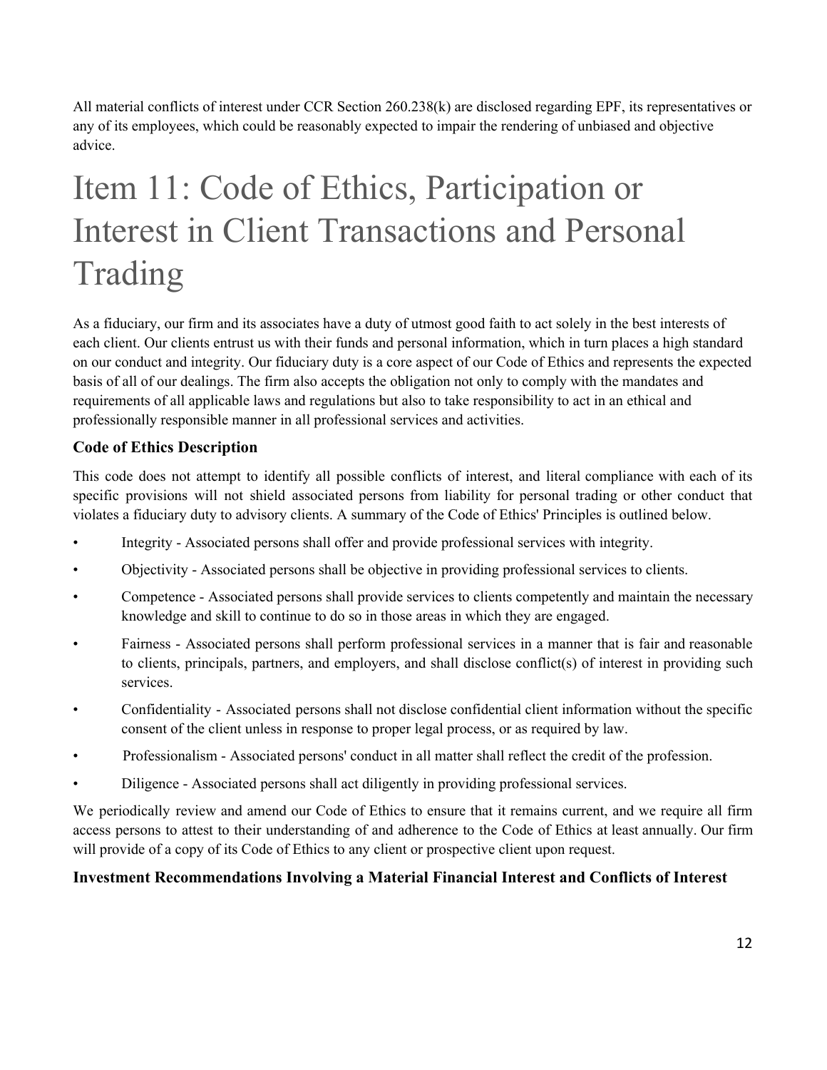All material conflicts of interest under CCR Section 260.238(k) are disclosed regarding EPF, its representatives or any of its employees, which could be reasonably expected to impair the rendering of unbiased and objective advice.

# Item 11: Code of Ethics, Participation or Interest in Client Transactions and Personal Trading

As a fiduciary, our firm and its associates have a duty of utmost good faith to act solely in the best interests of each client. Our clients entrust us with their funds and personal information, which in turn places a high standard on our conduct and integrity. Our fiduciary duty is a core aspect of our Code of Ethics and represents the expected basis of all of our dealings. The firm also accepts the obligation not only to comply with the mandates and requirements of all applicable laws and regulations but also to take responsibility to act in an ethical and professionally responsible manner in all professional services and activities.

### Code of Ethics Description

This code does not attempt to identify all possible conflicts of interest, and literal compliance with each of its specific provisions will not shield associated persons from liability for personal trading or other conduct that violates a fiduciary duty to advisory clients. A summary of the Code of Ethics' Principles is outlined below.

- Integrity - Associated persons shall offer and provide professional services with integrity.
- Objectivity - Associated persons shall be objective in providing professional services to clients.
- Competence - Associated persons shall provide services to clients competently and maintain the necessary knowledge and skill to continue to do so in those areas in which they are engaged.
- Fairness - Associated persons shall perform professional services in a manner that is fair and reasonable to clients, principals, partners, and employers, and shall disclose conflict(s) of interest in providing such services.
- Confidentiality - Associated persons shall not disclose confidential client information without the specific consent of the client unless in response to proper legal process, or as required by law.
- Professionalism - Associated persons' conduct in all matter shall reflect the credit of the profession.
- Diligence - Associated persons shall act diligently in providing professional services.

We periodically review and amend our Code of Ethics to ensure that it remains current, and we require all firm access persons to attest to their understanding of and adherence to the Code of Ethics at least annually. Our firm will provide of a copy of its Code of Ethics to any client or prospective client upon request.

### Investment Recommendations Involving a Material Financial Interest and Conflicts of Interest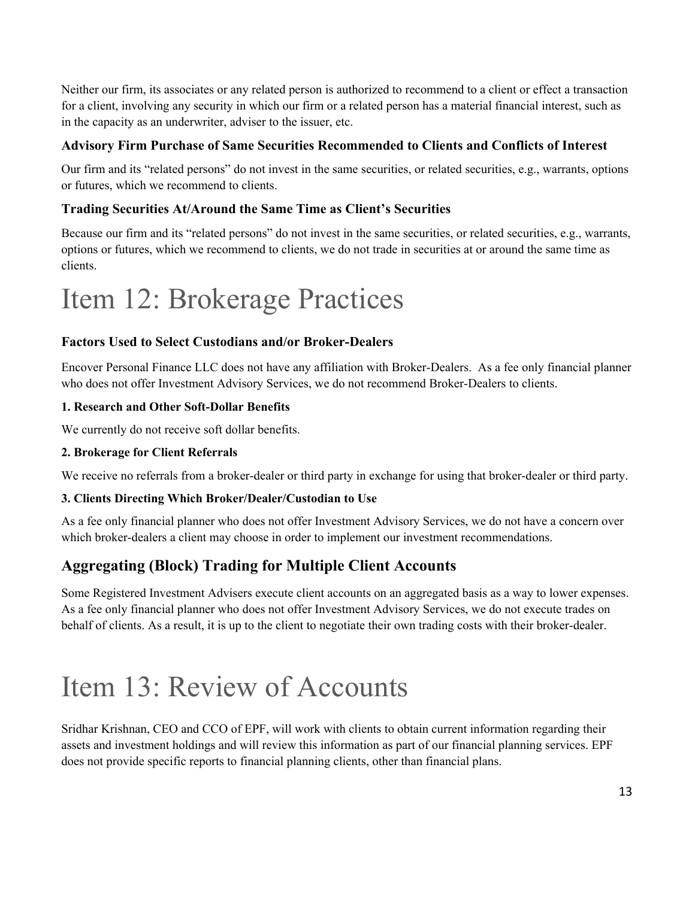Neither our firm, its associates or any related person is authorized to recommend to a client or effect a transaction for a client, involving any security in which our firm or a related person has a material financial interest, such as in the capacity as an underwriter, adviser to the issuer, etc.

### Advisory Firm Purchase of Same Securities Recommended to Clients and Conflicts of Interest

Our firm and its "related persons" do not invest in the same securities, or related securities, e.g., warrants, options or futures, which we recommend to clients.

### Trading Securities At/Around the Same Time as Client's Securities

Because our firm and its "related persons" do not invest in the same securities, or related securities, e.g., warrants, options or futures, which we recommend to clients, we do not trade in securities at or around the same time as clients.

# Item 12: Brokerage Practices

### Factors Used to Select Custodians and/or Broker-Dealers

Encover Personal Finance LLC does not have any affiliation with Broker-Dealers. As a fee only financial planner who does not offer Investment Advisory Services, we do not recommend Broker-Dealers to clients.

#### 1. Research and Other Soft-Dollar Benefits

We currently do not receive soft dollar benefits.

#### 2. Brokerage for Client Referrals

We receive no referrals from a broker-dealer or third party in exchange for using that broker-dealer or third party.

#### 3. Clients Directing Which Broker/Dealer/Custodian to Use

As a fee only financial planner who does not offer Investment Advisory Services, we do not have a concern over which broker-dealers a client may choose in order to implement our investment recommendations.

## Aggregating (Block) Trading for Multiple Client Accounts

Some Registered Investment Advisers execute client accounts on an aggregated basis as a way to lower expenses. As a fee only financial planner who does not offer Investment Advisory Services, we do not execute trades on behalf of clients. As a result, it is up to the client to negotiate their own trading costs with their broker-dealer.

# Item 13: Review of Accounts

Sridhar Krishnan, CEO and CCO of EPF, will work with clients to obtain current information regarding their assets and investment holdings and will review this information as part of our financial planning services. EPF does not provide specific reports to financial planning clients, other than financial plans.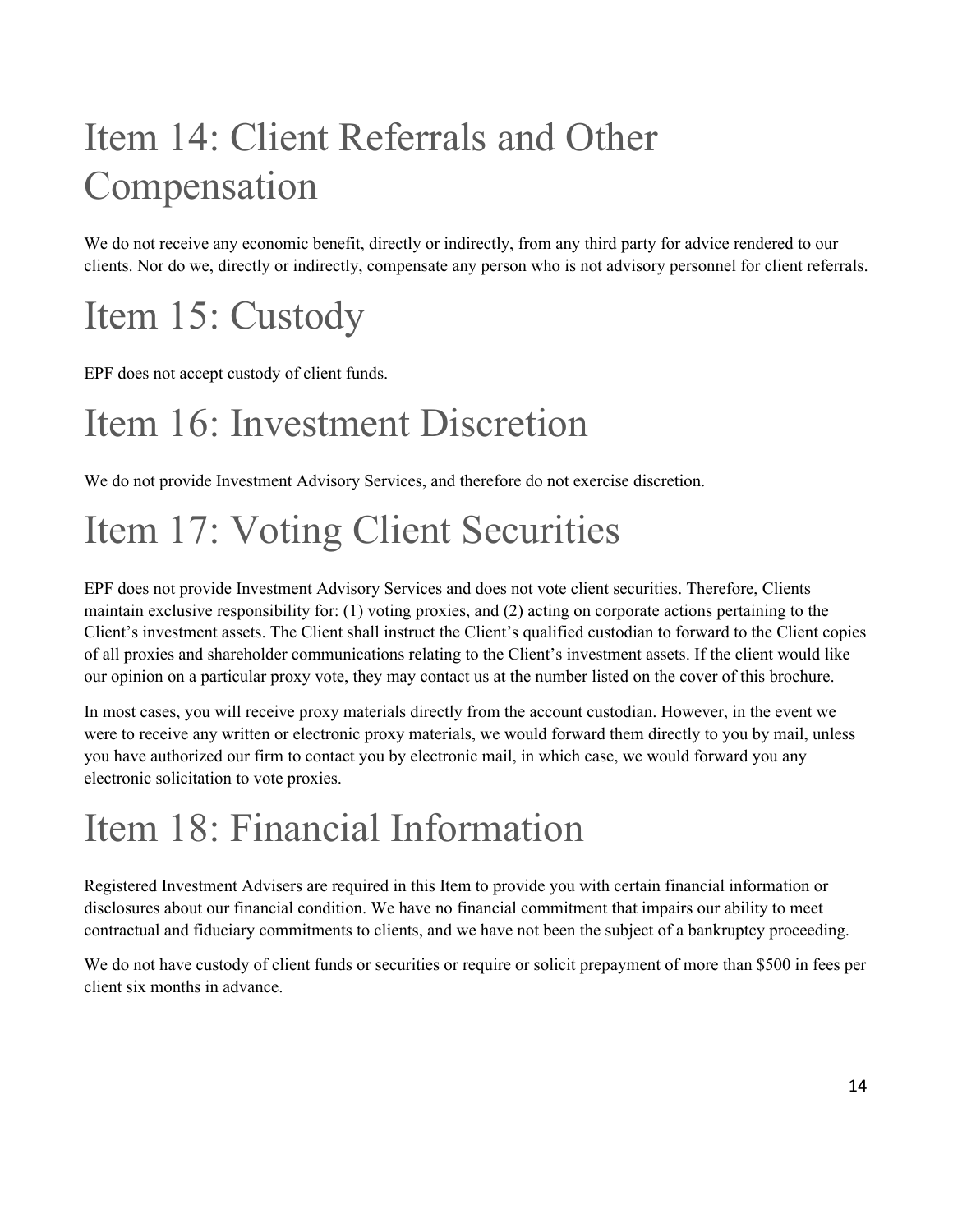# Item 14: Client Referrals and Other Compensation

We do not receive any economic benefit, directly or indirectly, from any third party for advice rendered to our clients. Nor do we, directly or indirectly, compensate any person who is not advisory personnel for client referrals.

# Item 15: Custody

EPF does not accept custody of client funds.

# Item 16: Investment Discretion

We do not provide Investment Advisory Services, and therefore do not exercise discretion.

# Item 17: Voting Client Securities

EPF does not provide Investment Advisory Services and does not vote client securities. Therefore, Clients maintain exclusive responsibility for: (1) voting proxies, and (2) acting on corporate actions pertaining to the Client's investment assets. The Client shall instruct the Client's qualified custodian to forward to the Client copies of all proxies and shareholder communications relating to the Client's investment assets. If the client would like our opinion on a particular proxy vote, they may contact us at the number listed on the cover of this brochure.

In most cases, you will receive proxy materials directly from the account custodian. However, in the event we were to receive any written or electronic proxy materials, we would forward them directly to you by mail, unless you have authorized our firm to contact you by electronic mail, in which case, we would forward you any electronic solicitation to vote proxies.

# Item 18: Financial Information

Registered Investment Advisers are required in this Item to provide you with certain financial information or disclosures about our financial condition. We have no financial commitment that impairs our ability to meet contractual and fiduciary commitments to clients, and we have not been the subject of a bankruptcy proceeding.

We do not have custody of client funds or securities or require or solicit prepayment of more than $500 in fees per client six months in advance.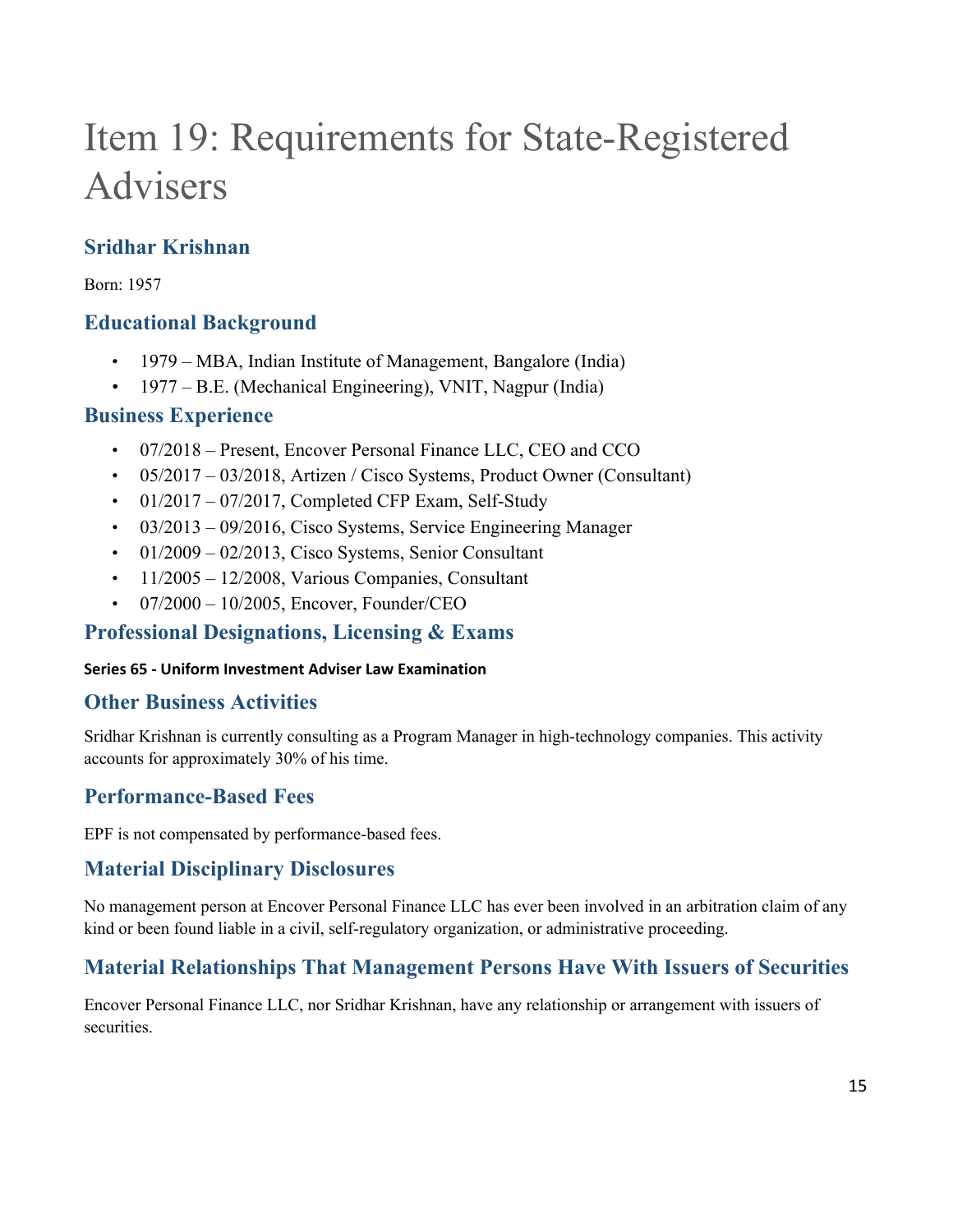# Item 19: Requirements for State-Registered Advisers

## Sridhar Krishnan

Born: 1957

## Educational Background

- 1979 – MBA, Indian Institute of Management, Bangalore (India)
- 1977 – B.E. (Mechanical Engineering), VNIT, Nagpur (India)

## Business Experience

- 07/2018 – Present, Encover Personal Finance LLC, CEO and CCO
- 05/2017 – 03/2018, Artizen / Cisco Systems, Product Owner (Consultant)
- 01/2017 – 07/2017, Completed CFP Exam, Self-Study
- 03/2013 – 09/2016, Cisco Systems, Service Engineering Manager
- 01/2009 – 02/2013, Cisco Systems, Senior Consultant
- 11/2005 – 12/2008, Various Companies, Consultant
- 07/2000 – 10/2005, Encover, Founder/CEO

## Professional Designations, Licensing & Exams

**Series 65 - Uniform Investment Adviser Law Examination**

## Other Business Activities

Sridhar Krishnan is currently consulting as a Program Manager in high-technology companies. This activity accounts for approximately 30% of his time.

## Performance-Based Fees

EPF is not compensated by performance-based fees.

## Material Disciplinary Disclosures

No management person at Encover Personal Finance LLC has ever been involved in an arbitration claim of any kind or been found liable in a civil, self-regulatory organization, or administrative proceeding.

## Material Relationships That Management Persons Have With Issuers of Securities

Encover Personal Finance LLC, nor Sridhar Krishnan, have any relationship or arrangement with issuers of securities.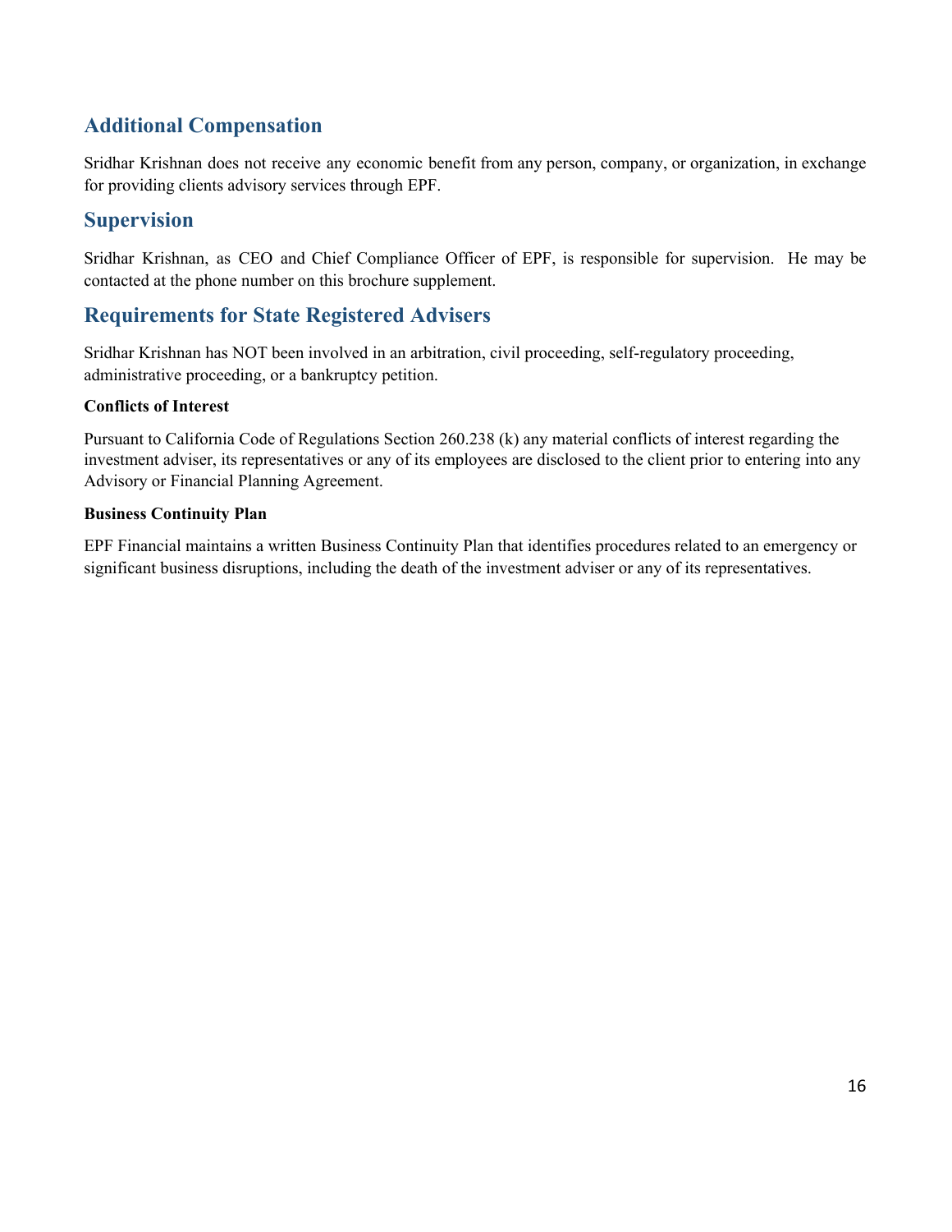## Additional Compensation

Sridhar Krishnan does not receive any economic benefit from any person, company, or organization, in exchange for providing clients advisory services through EPF.

## Supervision

Sridhar Krishnan, as CEO and Chief Compliance Officer of EPF, is responsible for supervision. He may be contacted at the phone number on this brochure supplement.

## Requirements for State Registered Advisers

Sridhar Krishnan has NOT been involved in an arbitration, civil proceeding, self-regulatory proceeding, administrative proceeding, or a bankruptcy petition.

**Conflicts of Interest**

Pursuant to California Code of Regulations Section 260.238 (k) any material conflicts of interest regarding the investment adviser, its representatives or any of its employees are disclosed to the client prior to entering into any Advisory or Financial Planning Agreement.

**Business Continuity Plan**

EPF Financial maintains a written Business Continuity Plan that identifies procedures related to an emergency or significant business disruptions, including the death of the investment adviser or any of its representatives.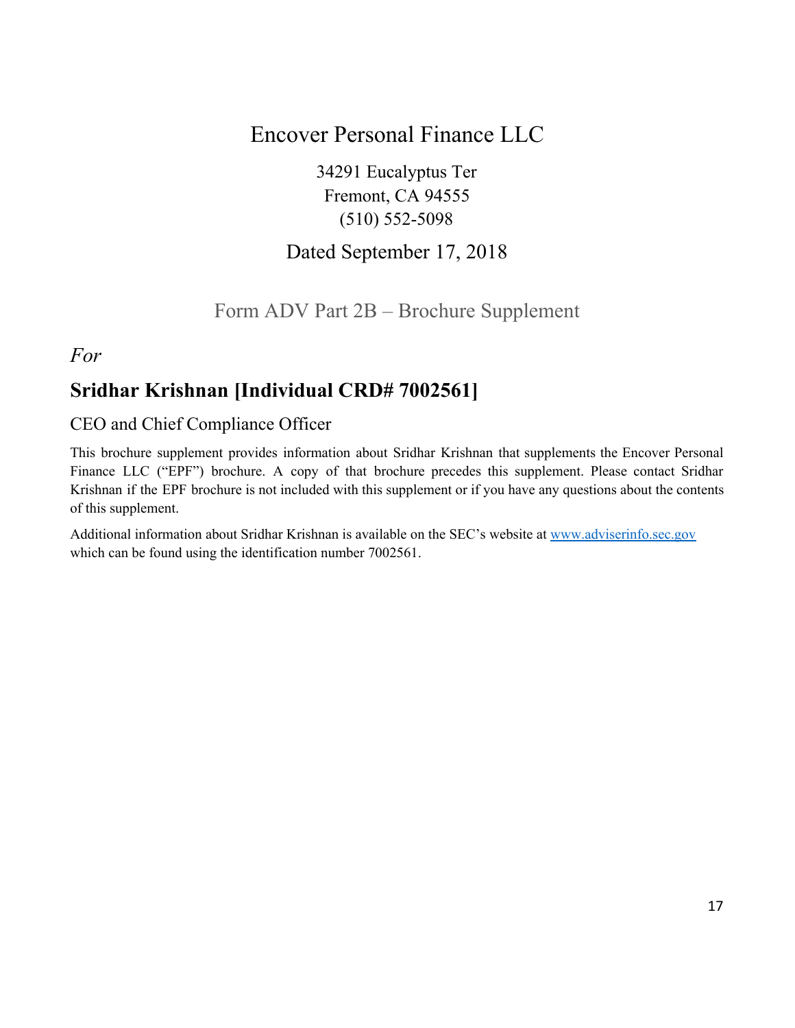# Encover Personal Finance LLC

34291 Eucalyptus Ter
Fremont, CA 94555
(510) 552-5098

Dated September 17, 2018

Form ADV Part 2B – Brochure Supplement

*For*

## Sridhar Krishnan [Individual CRD# 7002561]

CEO and Chief Compliance Officer

This brochure supplement provides information about Sridhar Krishnan that supplements the Encover Personal Finance LLC ("EPF") brochure. A copy of that brochure precedes this supplement. Please contact Sridhar Krishnan if the EPF brochure is not included with this supplement or if you have any questions about the contents of this supplement.

Additional information about Sridhar Krishnan is available on the SEC's website at www.adviserinfo.sec.gov which can be found using the identification number 7002561.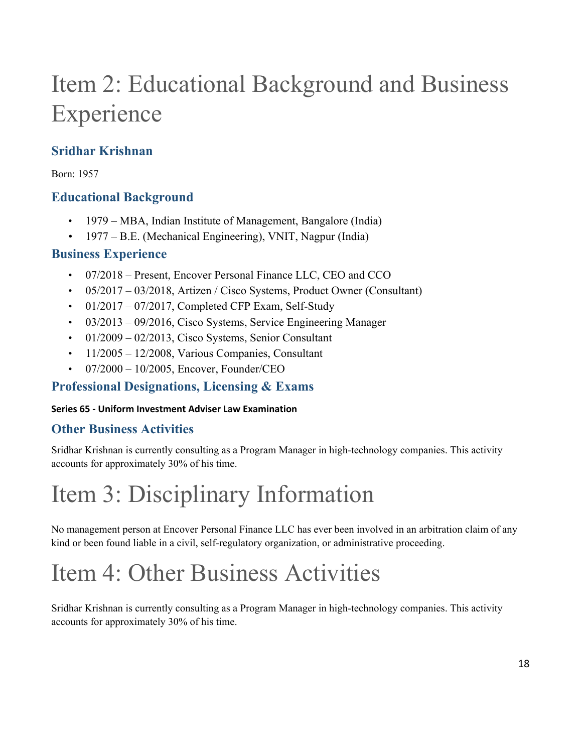# Item 2: Educational Background and Business Experience

## Sridhar Krishnan

Born: 1957

### Educational Background

- 1979 – MBA, Indian Institute of Management, Bangalore (India)
- 1977 – B.E. (Mechanical Engineering), VNIT, Nagpur (India)

### Business Experience

- 07/2018 – Present, Encover Personal Finance LLC, CEO and CCO
- 05/2017 – 03/2018, Artizen / Cisco Systems, Product Owner (Consultant)
- 01/2017 – 07/2017, Completed CFP Exam, Self-Study
- 03/2013 – 09/2016, Cisco Systems, Service Engineering Manager
- 01/2009 – 02/2013, Cisco Systems, Senior Consultant
- 11/2005 – 12/2008, Various Companies, Consultant
- 07/2000 – 10/2005, Encover, Founder/CEO

### Professional Designations, Licensing & Exams

**Series 65 - Uniform Investment Adviser Law Examination**

### Other Business Activities

Sridhar Krishnan is currently consulting as a Program Manager in high-technology companies. This activity accounts for approximately 30% of his time.

# Item 3: Disciplinary Information

No management person at Encover Personal Finance LLC has ever been involved in an arbitration claim of any kind or been found liable in a civil, self-regulatory organization, or administrative proceeding.

# Item 4: Other Business Activities

Sridhar Krishnan is currently consulting as a Program Manager in high-technology companies. This activity accounts for approximately 30% of his time.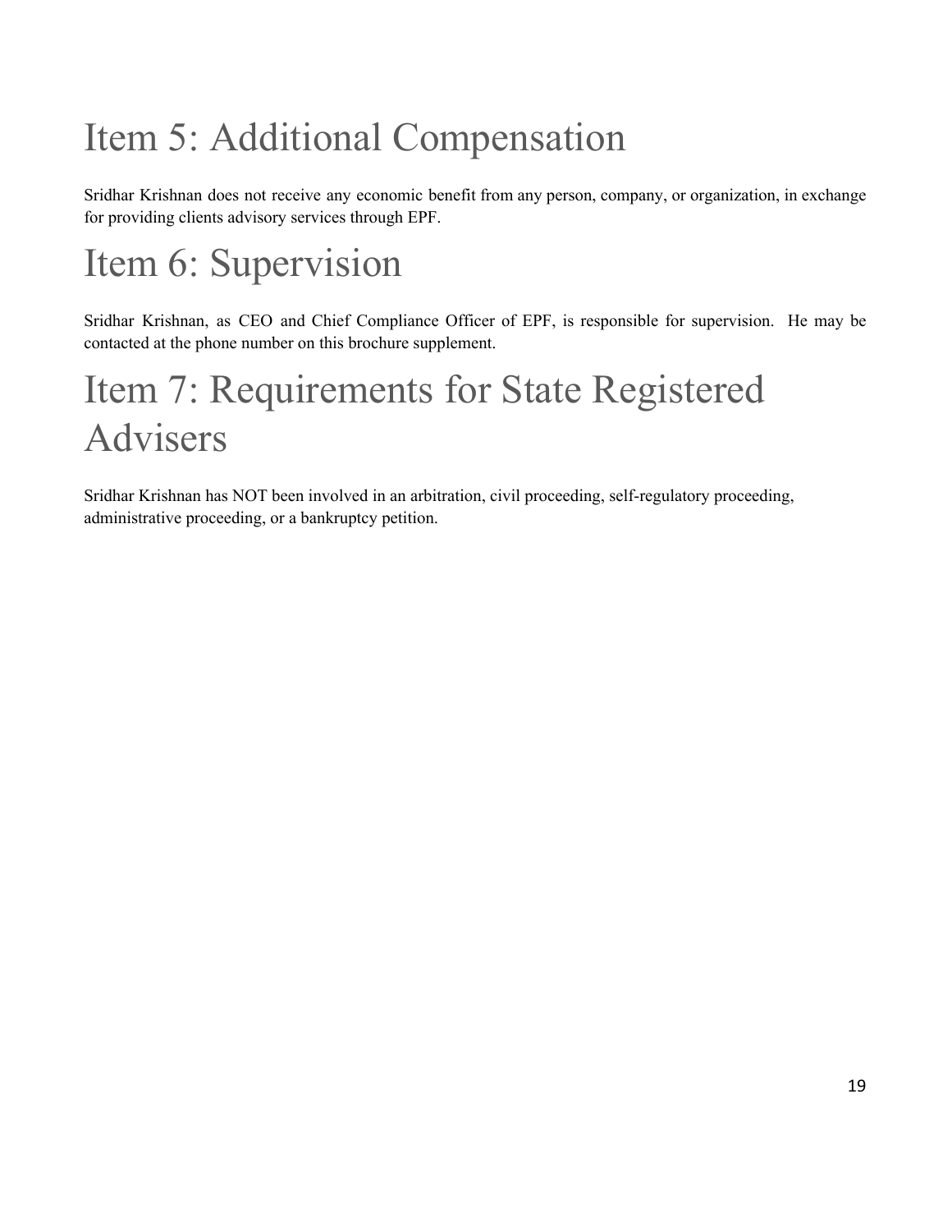# Item 5: Additional Compensation

Sridhar Krishnan does not receive any economic benefit from any person, company, or organization, in exchange for providing clients advisory services through EPF.

# Item 6: Supervision

Sridhar Krishnan, as CEO and Chief Compliance Officer of EPF, is responsible for supervision. He may be contacted at the phone number on this brochure supplement.

# Item 7: Requirements for State Registered Advisers

Sridhar Krishnan has NOT been involved in an arbitration, civil proceeding, self-regulatory proceeding, administrative proceeding, or a bankruptcy petition.